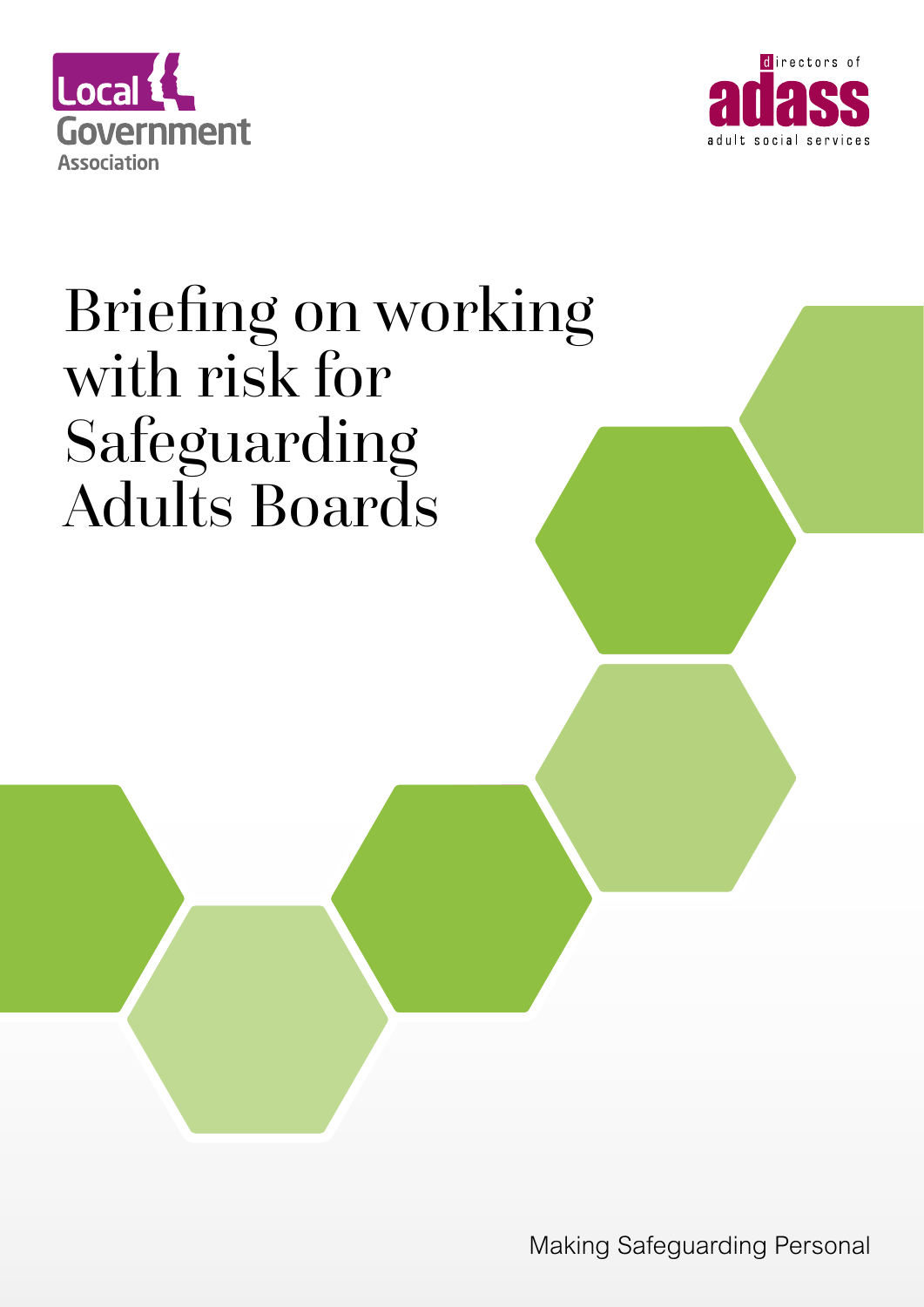Local Government Association

directors of adass adult social services

# Briefing on working with risk for Safeguarding Adults Boards

Making Safeguarding Personal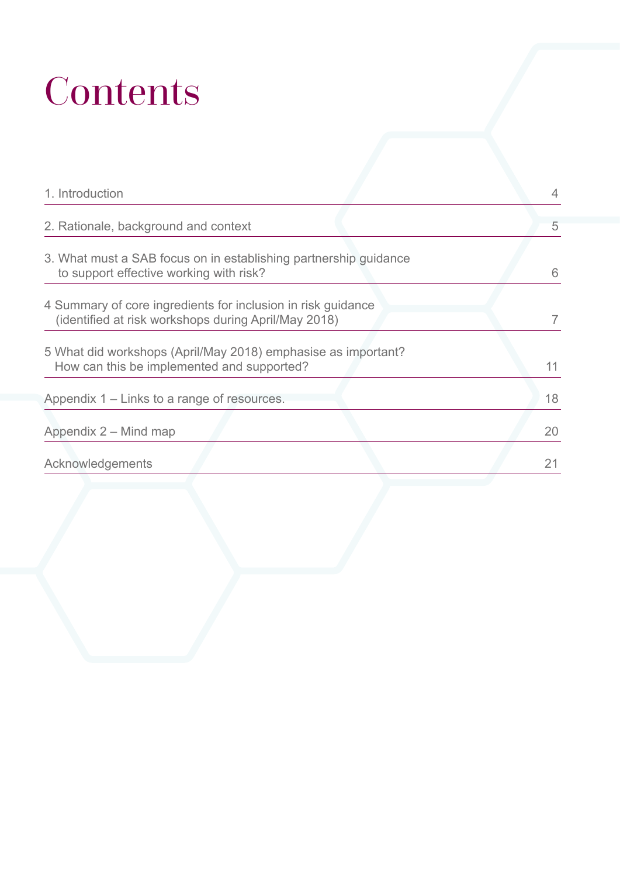# Contents

| | |
|---|---|
| 1. Introduction | 4 |
| 2. Rationale, background and context | 5 |
| 3. What must a SAB focus on in establishing partnership guidance to support effective working with risk? | 6 |
| 4 Summary of core ingredients for inclusion in risk guidance (identified at risk workshops during April/May 2018) | 7 |
| 5 What did workshops (April/May 2018) emphasise as important? How can this be implemented and supported? | 11 |
| Appendix 1 – Links to a range of resources. | 18 |
| Appendix 2 – Mind map | 20 |
| Acknowledgements | 21 |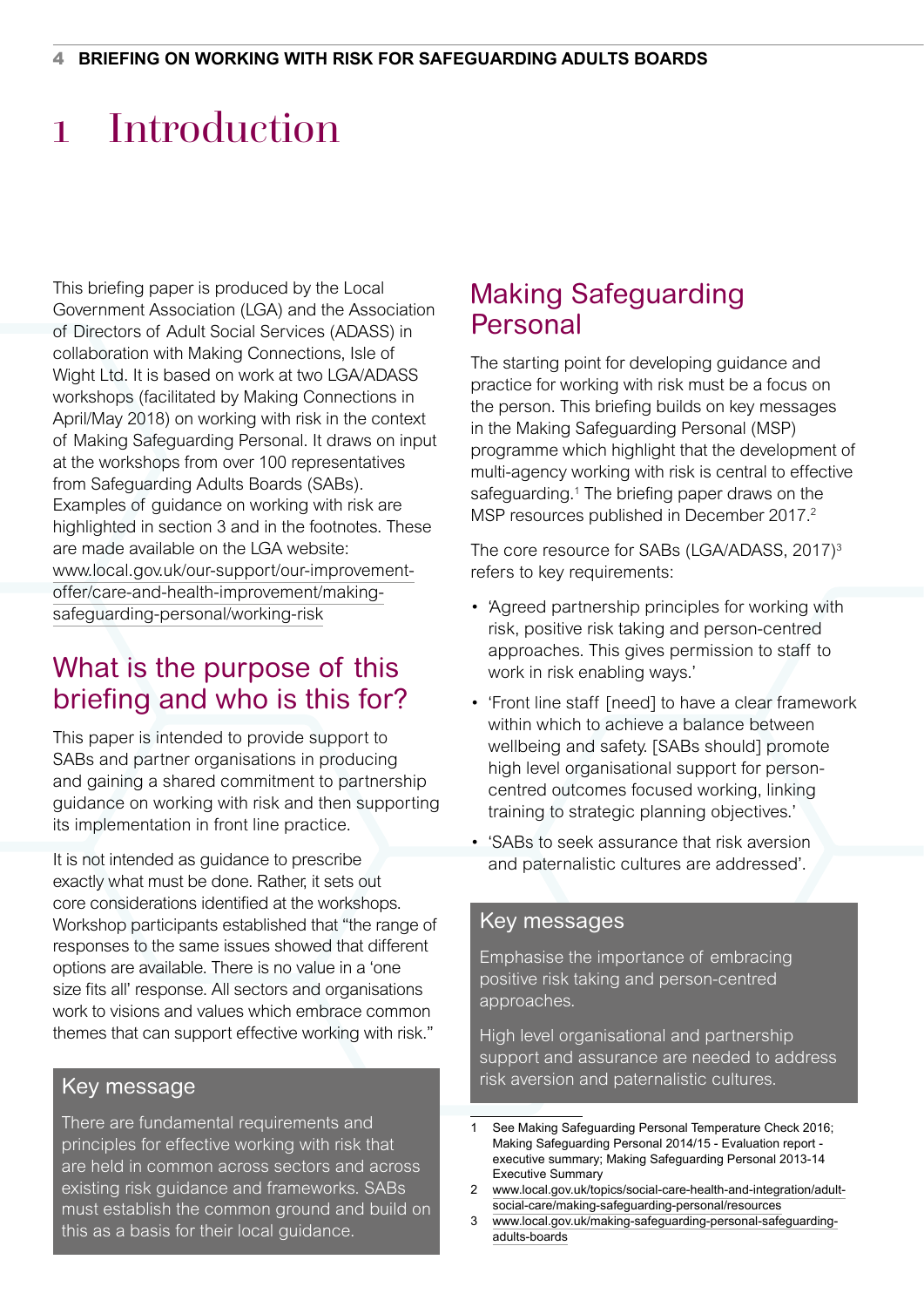# 1 Introduction

This briefing paper is produced by the Local Government Association (LGA) and the Association of Directors of Adult Social Services (ADASS) in collaboration with Making Connections, Isle of Wight Ltd. It is based on work at two LGA/ADASS workshops (facilitated by Making Connections in April/May 2018) on working with risk in the context of Making Safeguarding Personal. It draws on input at the workshops from over 100 representatives from Safeguarding Adults Boards (SABs). Examples of guidance on working with risk are highlighted in section 3 and in the footnotes. These are made available on the LGA website: www.local.gov.uk/our-support/our-improvement-offer/care-and-health-improvement/making-safeguarding-personal/working-risk

## What is the purpose of this briefing and who is this for?

This paper is intended to provide support to SABs and partner organisations in producing and gaining a shared commitment to partnership guidance on working with risk and then supporting its implementation in front line practice.

It is not intended as guidance to prescribe exactly what must be done. Rather, it sets out core considerations identified at the workshops. Workshop participants established that "the range of responses to the same issues showed that different options are available. There is no value in a 'one size fits all' response. All sectors and organisations work to visions and values which embrace common themes that can support effective working with risk."

> **Key message**
>
> There are fundamental requirements and principles for effective working with risk that are held in common across sectors and across existing risk guidance and frameworks. SABs must establish the common ground and build on this as a basis for their local guidance.

## Making Safeguarding Personal

The starting point for developing guidance and practice for working with risk must be a focus on the person. This briefing builds on key messages in the Making Safeguarding Personal (MSP) programme which highlight that the development of multi-agency working with risk is central to effective safeguarding.[1] The briefing paper draws on the MSP resources published in December 2017.[2]

The core resource for SABs (LGA/ADASS, 2017)[3] refers to key requirements:

- 'Agreed partnership principles for working with risk, positive risk taking and person-centred approaches. This gives permission to staff to work in risk enabling ways.'
- 'Front line staff [need] to have a clear framework within which to achieve a balance between wellbeing and safety. [SABs should] promote high level organisational support for person-centred outcomes focused working, linking training to strategic planning objectives.'
- 'SABs to seek assurance that risk aversion and paternalistic cultures are addressed'.

> **Key messages**
>
> Emphasise the importance of embracing positive risk taking and person-centred approaches.
>
> High level organisational and partnership support and assurance are needed to address risk aversion and paternalistic cultures.

---

1 See Making Safeguarding Personal Temperature Check 2016; Making Safeguarding Personal 2014/15 - Evaluation report - executive summary; Making Safeguarding Personal 2013-14 Executive Summary

2 www.local.gov.uk/topics/social-care-health-and-integration/adult-social-care/making-safeguarding-personal/resources

3 www.local.gov.uk/making-safeguarding-personal-safeguarding-adults-boards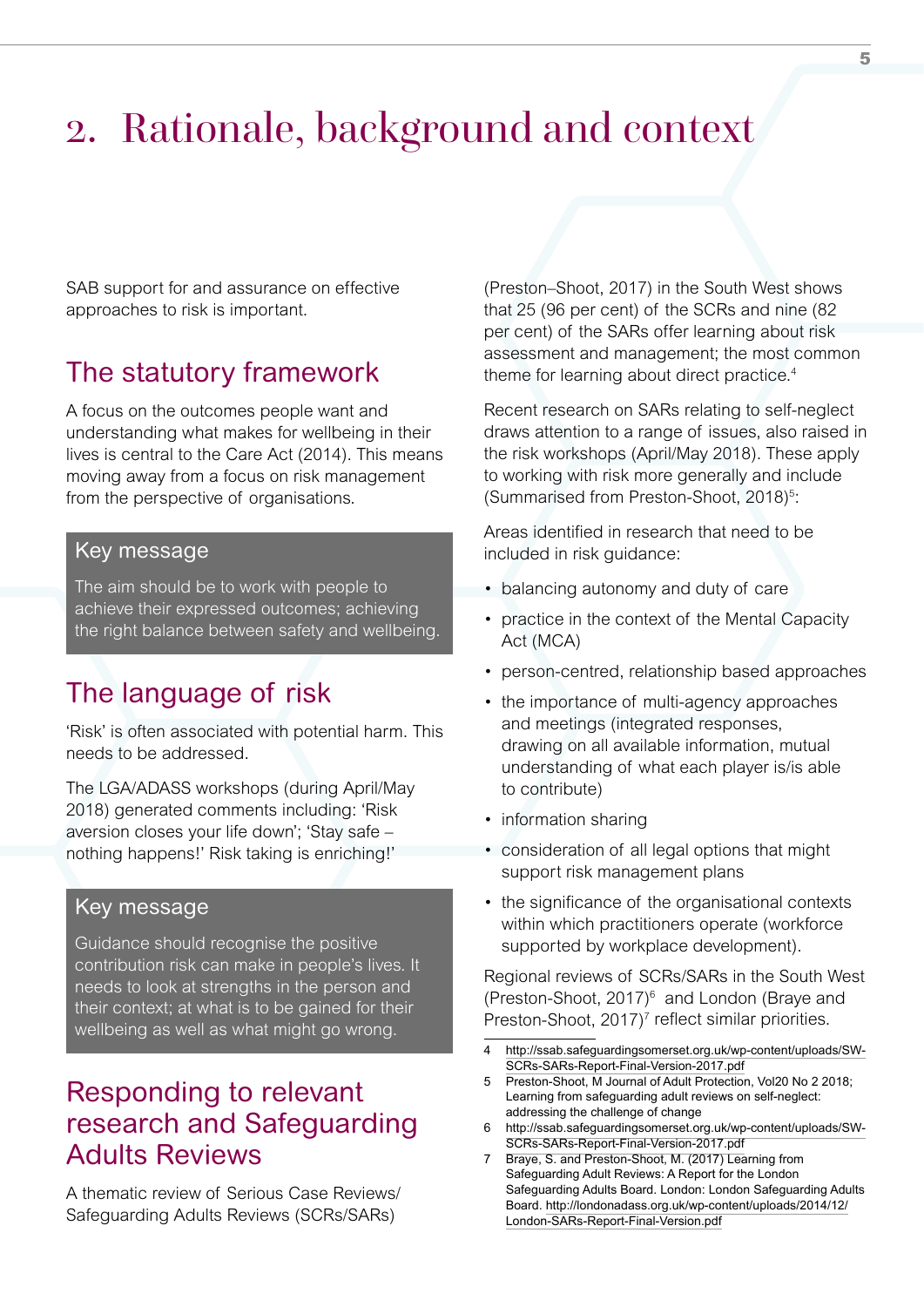# 2. Rationale, background and context

SAB support for and assurance on effective approaches to risk is important.

## The statutory framework

A focus on the outcomes people want and understanding what makes for wellbeing in their lives is central to the Care Act (2014). This means moving away from a focus on risk management from the perspective of organisations.

> **Key message**
>
> The aim should be to work with people to achieve their expressed outcomes; achieving the right balance between safety and wellbeing.

## The language of risk

'Risk' is often associated with potential harm. This needs to be addressed.

The LGA/ADASS workshops (during April/May 2018) generated comments including: 'Risk aversion closes your life down'; 'Stay safe – nothing happens!' Risk taking is enriching!'

> **Key message**
>
> Guidance should recognise the positive contribution risk can make in people's lives. It needs to look at strengths in the person and their context; at what is to be gained for their wellbeing as well as what might go wrong.

## Responding to relevant research and Safeguarding Adults Reviews

A thematic review of Serious Case Reviews/ Safeguarding Adults Reviews (SCRs/SARs) (Preston–Shoot, 2017) in the South West shows that 25 (96 per cent) of the SCRs and nine (82 per cent) of the SARs offer learning about risk assessment and management; the most common theme for learning about direct practice.[4]

Recent research on SARs relating to self-neglect draws attention to a range of issues, also raised in the risk workshops (April/May 2018). These apply to working with risk more generally and include (Summarised from Preston-Shoot, 2018)[5]:

Areas identified in research that need to be included in risk guidance:

- balancing autonomy and duty of care
- practice in the context of the Mental Capacity Act (MCA)
- person-centred, relationship based approaches
- the importance of multi-agency approaches and meetings (integrated responses, drawing on all available information, mutual understanding of what each player is/is able to contribute)
- information sharing
- consideration of all legal options that might support risk management plans
- the significance of the organisational contexts within which practitioners operate (workforce supported by workplace development).

Regional reviews of SCRs/SARs in the South West (Preston-Shoot, 2017)[6] and London (Braye and Preston-Shoot, 2017)[7] reflect similar priorities.

---

4 http://ssab.safeguardingsomerset.org.uk/wp-content/uploads/SW-SCRs-SARs-Report-Final-Version-2017.pdf

5 Preston-Shoot, M Journal of Adult Protection, Vol20 No 2 2018; Learning from safeguarding adult reviews on self-neglect: addressing the challenge of change

6 http://ssab.safeguardingsomerset.org.uk/wp-content/uploads/SW-SCRs-SARs-Report-Final-Version-2017.pdf

7 Braye, S. and Preston-Shoot, M. (2017) Learning from Safeguarding Adult Reviews: A Report for the London Safeguarding Adults Board. London: London Safeguarding Adults Board. http://londonadass.org.uk/wp-content/uploads/2014/12/London-SARs-Report-Final-Version.pdf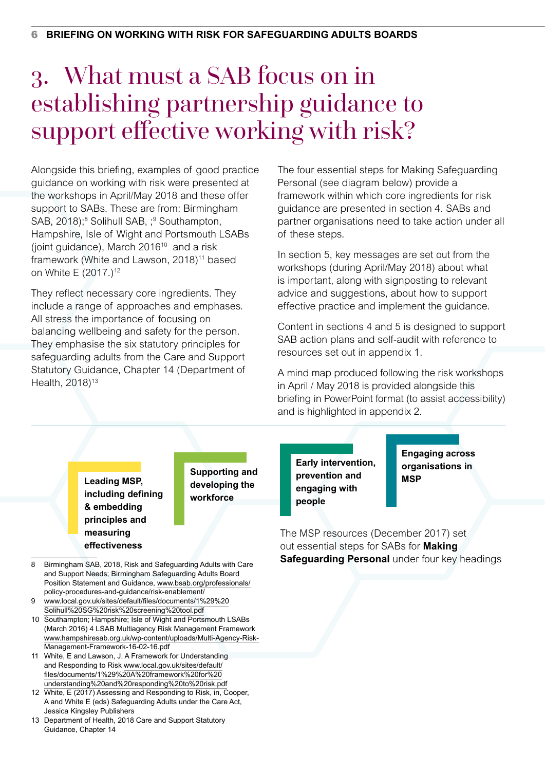# 3. What must a SAB focus on in establishing partnership guidance to support effective working with risk?

Alongside this briefing, examples of good practice guidance on working with risk were presented at the workshops in April/May 2018 and these offer support to SABs. These are from: Birmingham SAB, 2018);[8] Solihull SAB, ;[9] Southampton, Hampshire, Isle of Wight and Portsmouth LSABs (joint guidance), March 2016[10] and a risk framework (White and Lawson, 2018)[11] based on White E (2017.)[12]

They reflect necessary core ingredients. They include a range of approaches and emphases. All stress the importance of focusing on balancing wellbeing and safety for the person. They emphasise the six statutory principles for safeguarding adults from the Care and Support Statutory Guidance, Chapter 14 (Department of Health, 2018)[13]

The four essential steps for Making Safeguarding Personal (see diagram below) provide a framework within which core ingredients for risk guidance are presented in section 4. SABs and partner organisations need to take action under all of these steps.

In section 5, key messages are set out from the workshops (during April/May 2018) about what is important, along with signposting to relevant advice and suggestions, about how to support effective practice and implement the guidance.

Content in sections 4 and 5 is designed to support SAB action plans and self-audit with reference to resources set out in appendix 1.

A mind map produced following the risk workshops in April / May 2018 is provided alongside this briefing in PowerPoint format (to assist accessibility) and is highlighted in appendix 2.

**Leading MSP, including defining & embedding principles and measuring effectiveness**

**Supporting and developing the workforce**

**Early intervention, prevention and engaging with people**

**Engaging across organisations in MSP**

The MSP resources (December 2017) set out essential steps for SABs for **Making Safeguarding Personal** under four key headings

---

8 Birmingham SAB, 2018, Risk and Safeguarding Adults with Care and Support Needs; Birmingham Safeguarding Adults Board Position Statement and Guidance, www.bsab.org/professionals/policy-procedures-and-guidance/risk-enablement/

9 www.local.gov.uk/sites/default/files/documents/1%29%20Solihull%20SG%20risk%20screening%20tool.pdf

10 Southampton; Hampshire; Isle of Wight and Portsmouth LSABs (March 2016) 4 LSAB Multiagency Risk Management Framework www.hampshiresab.org.uk/wp-content/uploads/Multi-Agency-Risk-Management-Framework-16-02-16.pdf

11 White, E and Lawson, J. A Framework for Understanding and Responding to Risk www.local.gov.uk/sites/default/files/documents/1%29%20A%20framework%20for%20understanding%20and%20responding%20to%20risk.pdf

12 White, E (2017) Assessing and Responding to Risk, in, Cooper, A and White E (eds) Safeguarding Adults under the Care Act, Jessica Kingsley Publishers

13 Department of Health, 2018 Care and Support Statutory Guidance, Chapter 14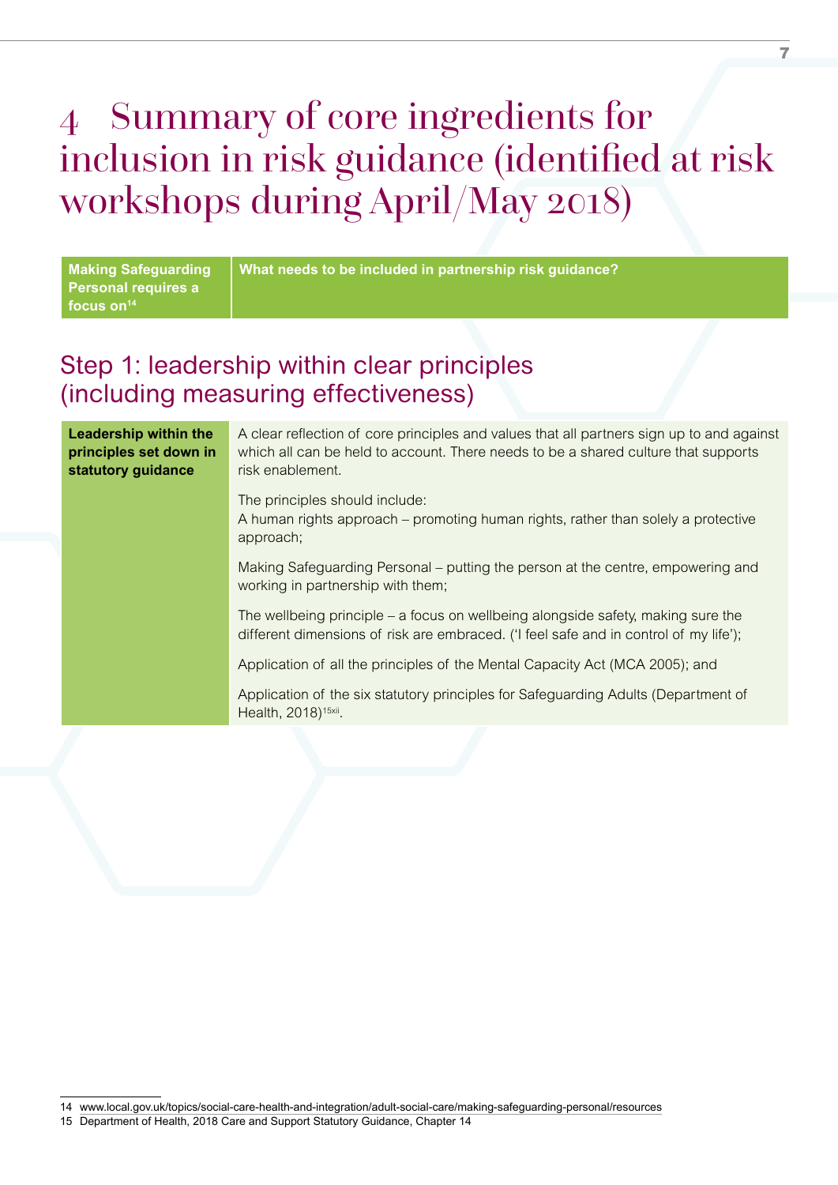# 4 Summary of core ingredients for inclusion in risk guidance (identified at risk workshops during April/May 2018)

| Making Safeguarding Personal requires a focus on[14] | What needs to be included in partnership risk guidance? |
|---|---|

## Step 1: leadership within clear principles (including measuring effectiveness)

| | |
|---|---|
| **Leadership within the principles set down in statutory guidance** | A clear reflection of core principles and values that all partners sign up to and against which all can be held to account. There needs to be a shared culture that supports risk enablement.<br><br>The principles should include:<br>A human rights approach – promoting human rights, rather than solely a protective approach;<br><br>Making Safeguarding Personal – putting the person at the centre, empowering and working in partnership with them;<br><br>The wellbeing principle – a focus on wellbeing alongside safety, making sure the different dimensions of risk are embraced. ('I feel safe and in control of my life');<br><br>Application of all the principles of the Mental Capacity Act (MCA 2005); and<br><br>Application of the six statutory principles for Safeguarding Adults (Department of Health, 2018)[15xii]. |

14 www.local.gov.uk/topics/social-care-health-and-integration/adult-social-care/making-safeguarding-personal/resources

15 Department of Health, 2018 Care and Support Statutory Guidance, Chapter 14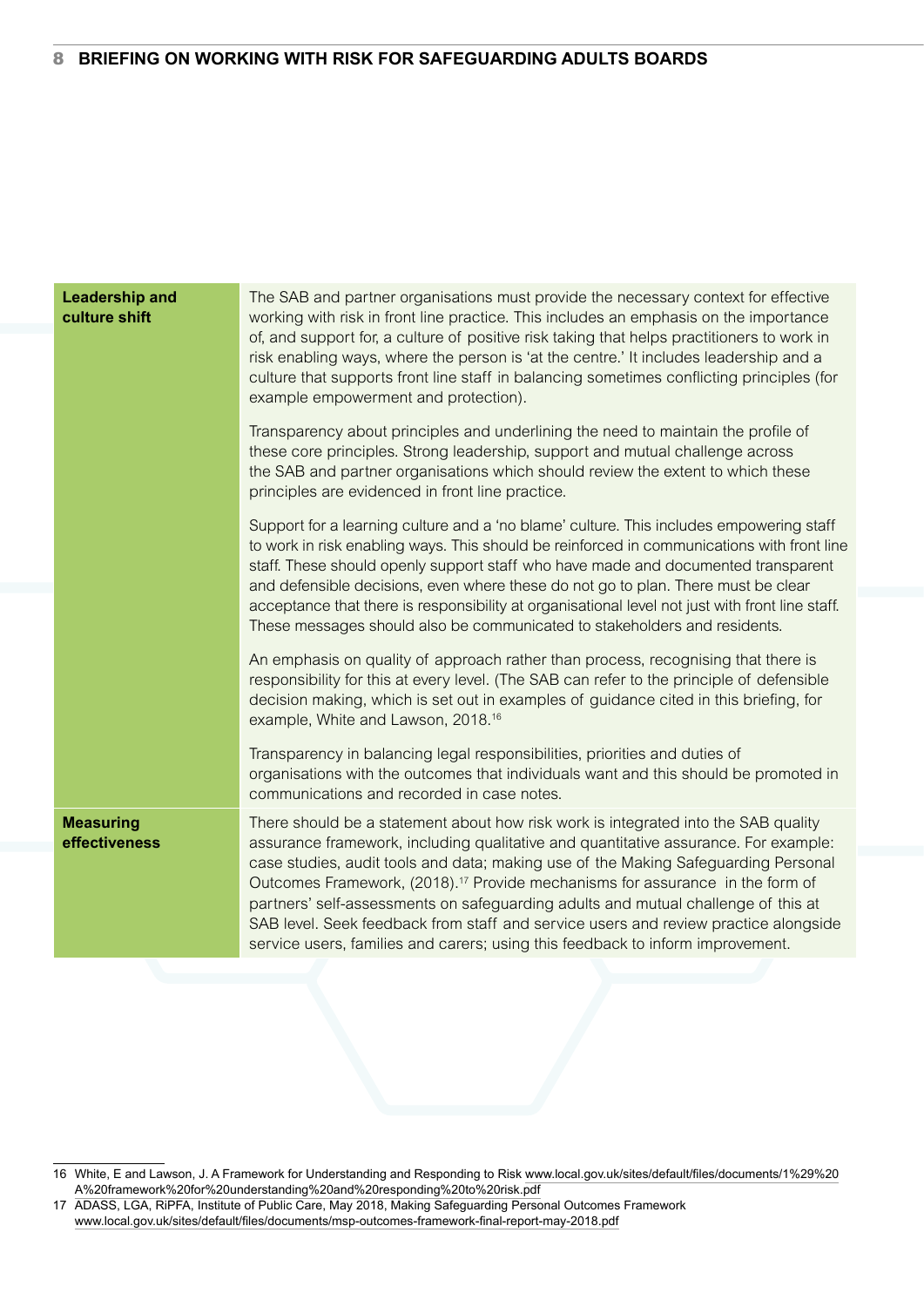| | |
|---|---|
| **Leadership and culture shift** | The SAB and partner organisations must provide the necessary context for effective working with risk in front line practice. This includes an emphasis on the importance of, and support for, a culture of positive risk taking that helps practitioners to work in risk enabling ways, where the person is 'at the centre.' It includes leadership and a culture that supports front line staff in balancing sometimes conflicting principles (for example empowerment and protection).<br><br>Transparency about principles and underlining the need to maintain the profile of these core principles. Strong leadership, support and mutual challenge across the SAB and partner organisations which should review the extent to which these principles are evidenced in front line practice.<br><br>Support for a learning culture and a 'no blame' culture. This includes empowering staff to work in risk enabling ways. This should be reinforced in communications with front line staff. These should openly support staff who have made and documented transparent and defensible decisions, even where these do not go to plan. There must be clear acceptance that there is responsibility at organisational level not just with front line staff. These messages should also be communicated to stakeholders and residents.<br><br>An emphasis on quality of approach rather than process, recognising that there is responsibility for this at every level. (The SAB can refer to the principle of defensible decision making, which is set out in examples of guidance cited in this briefing, for example, White and Lawson, 2018.[16]<br><br>Transparency in balancing legal responsibilities, priorities and duties of organisations with the outcomes that individuals want and this should be promoted in communications and recorded in case notes. |
| **Measuring effectiveness** | There should be a statement about how risk work is integrated into the SAB quality assurance framework, including qualitative and quantitative assurance. For example: case studies, audit tools and data; making use of the Making Safeguarding Personal Outcomes Framework, (2018).[17] Provide mechanisms for assurance in the form of partners' self-assessments on safeguarding adults and mutual challenge of this at SAB level. Seek feedback from staff and service users and review practice alongside service users, families and carers; using this feedback to inform improvement. |

16 White, E and Lawson, J. A Framework for Understanding and Responding to Risk www.local.gov.uk/sites/default/files/documents/1%29%20A%20framework%20for%20understanding%20and%20responding%20to%20risk.pdf

17 ADASS, LGA, RiPFA, Institute of Public Care, May 2018, Making Safeguarding Personal Outcomes Framework www.local.gov.uk/sites/default/files/documents/msp-outcomes-framework-final-report-may-2018.pdf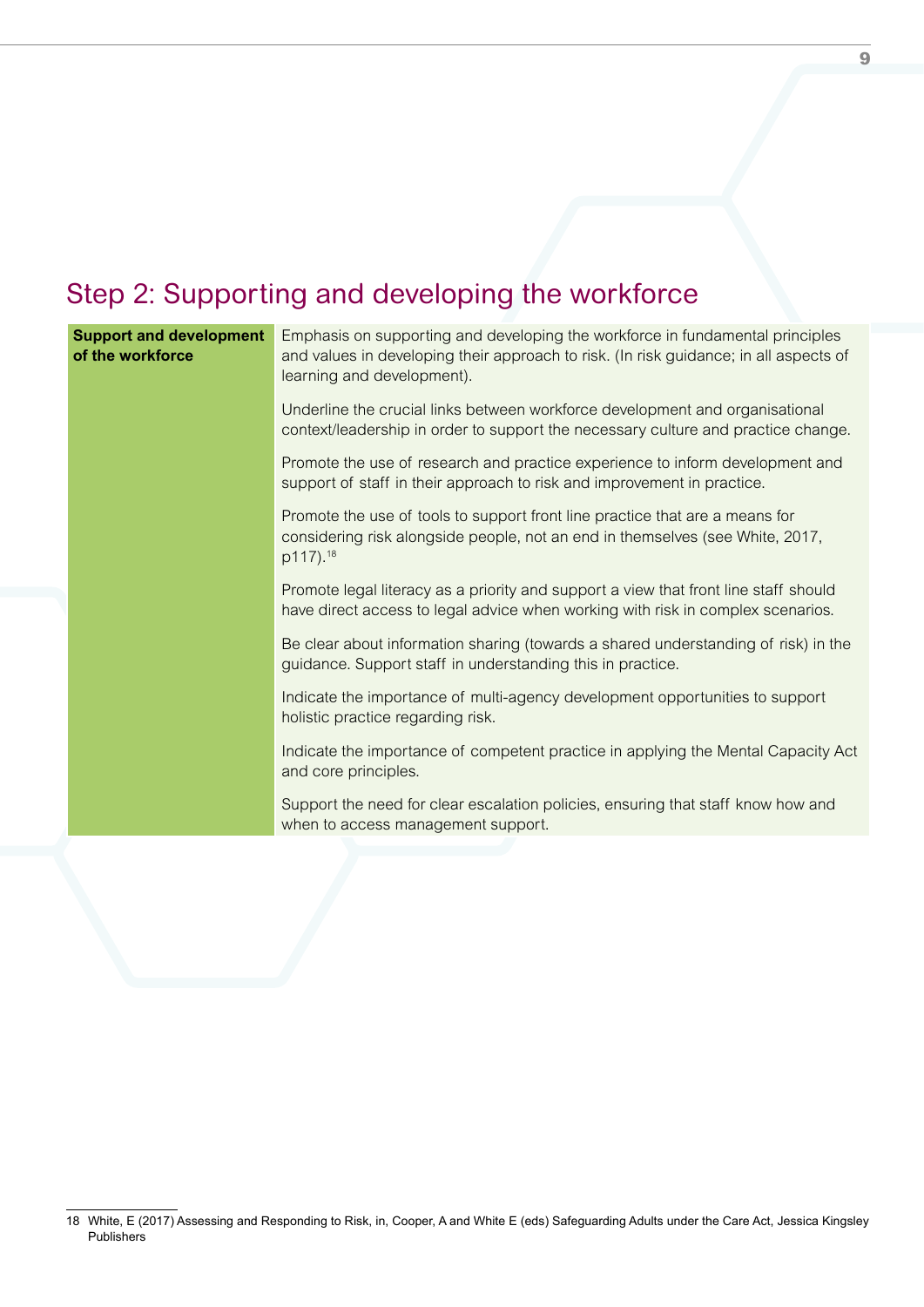## Step 2: Supporting and developing the workforce

| Support and development of the workforce | |
|---|---|
| | Emphasis on supporting and developing the workforce in fundamental principles and values in developing their approach to risk. (In risk guidance; in all aspects of learning and development). |
| | Underline the crucial links between workforce development and organisational context/leadership in order to support the necessary culture and practice change. |
| | Promote the use of research and practice experience to inform development and support of staff in their approach to risk and improvement in practice. |
| | Promote the use of tools to support front line practice that are a means for considering risk alongside people, not an end in themselves (see White, 2017, p117).[18] |
| | Promote legal literacy as a priority and support a view that front line staff should have direct access to legal advice when working with risk in complex scenarios. |
| | Be clear about information sharing (towards a shared understanding of risk) in the guidance. Support staff in understanding this in practice. |
| | Indicate the importance of multi-agency development opportunities to support holistic practice regarding risk. |
| | Indicate the importance of competent practice in applying the Mental Capacity Act and core principles. |
| | Support the need for clear escalation policies, ensuring that staff know how and when to access management support. |

18 White, E (2017) Assessing and Responding to Risk, in, Cooper, A and White E (eds) Safeguarding Adults under the Care Act, Jessica Kingsley Publishers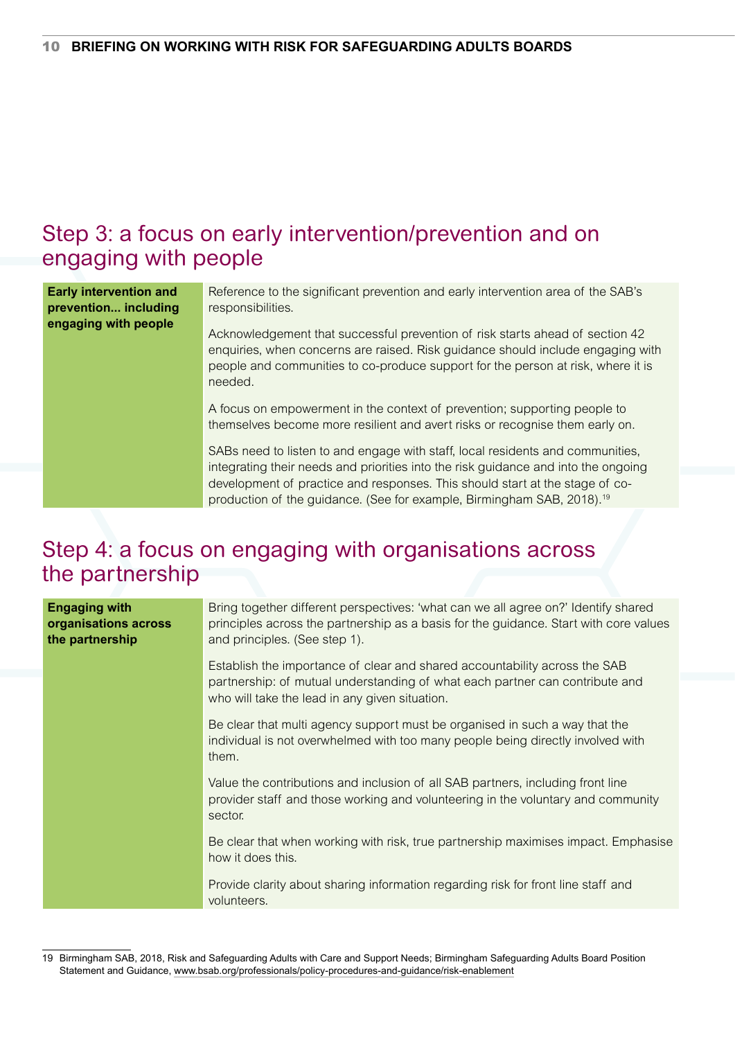## Step 3: a focus on early intervention/prevention and on engaging with people

| | |
|---|---|
| **Early intervention and prevention... including engaging with people** | Reference to the significant prevention and early intervention area of the SAB's responsibilities.<br><br>Acknowledgement that successful prevention of risk starts ahead of section 42 enquiries, when concerns are raised. Risk guidance should include engaging with people and communities to co-produce support for the person at risk, where it is needed.<br><br>A focus on empowerment in the context of prevention; supporting people to themselves become more resilient and avert risks or recognise them early on.<br><br>SABs need to listen to and engage with staff, local residents and communities, integrating their needs and priorities into the risk guidance and into the ongoing development of practice and responses. This should start at the stage of co-production of the guidance. (See for example, Birmingham SAB, 2018).[19] |

## Step 4: a focus on engaging with organisations across the partnership

| | |
|---|---|
| **Engaging with organisations across the partnership** | Bring together different perspectives: 'what can we all agree on?' Identify shared principles across the partnership as a basis for the guidance. Start with core values and principles. (See step 1).<br><br>Establish the importance of clear and shared accountability across the SAB partnership: of mutual understanding of what each partner can contribute and who will take the lead in any given situation.<br><br>Be clear that multi agency support must be organised in such a way that the individual is not overwhelmed with too many people being directly involved with them.<br><br>Value the contributions and inclusion of all SAB partners, including front line provider staff and those working and volunteering in the voluntary and community sector.<br><br>Be clear that when working with risk, true partnership maximises impact. Emphasise how it does this.<br><br>Provide clarity about sharing information regarding risk for front line staff and volunteers. |

19 Birmingham SAB, 2018, Risk and Safeguarding Adults with Care and Support Needs; Birmingham Safeguarding Adults Board Position Statement and Guidance, www.bsab.org/professionals/policy-procedures-and-guidance/risk-enablement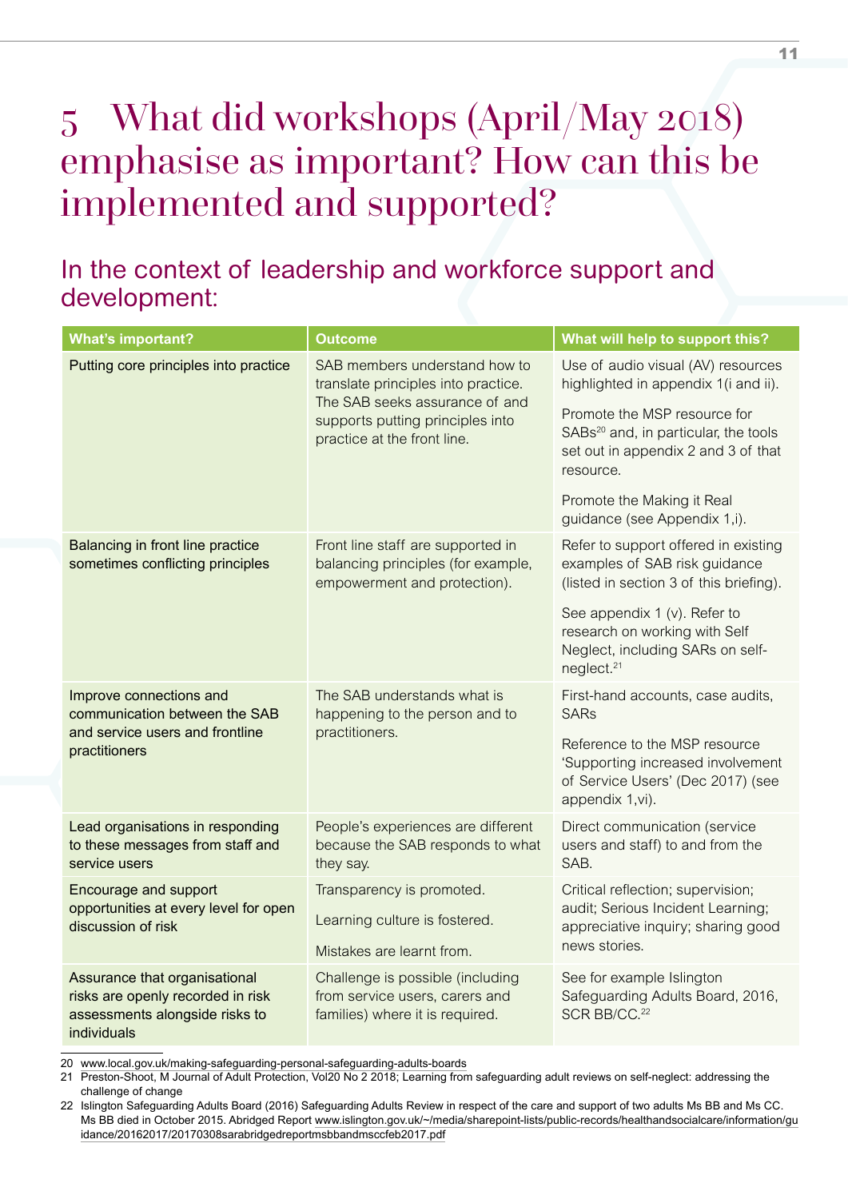# 5 What did workshops (April/May 2018) emphasise as important? How can this be implemented and supported?

## In the context of leadership and workforce support and development:

| What's important? | Outcome | What will help to support this? |
|---|---|---|
| Putting core principles into practice | SAB members understand how to translate principles into practice. The SAB seeks assurance of and supports putting principles into practice at the front line. | Use of audio visual (AV) resources highlighted in appendix 1(i and ii).<br><br>Promote the MSP resource for SABs[20] and, in particular, the tools set out in appendix 2 and 3 of that resource.<br><br>Promote the Making it Real guidance (see Appendix 1,i). |
| Balancing in front line practice sometimes conflicting principles | Front line staff are supported in balancing principles (for example, empowerment and protection). | Refer to support offered in existing examples of SAB risk guidance (listed in section 3 of this briefing).<br><br>See appendix 1 (v). Refer to research on working with Self Neglect, including SARs on self-neglect.[21] |
| Improve connections and communication between the SAB and service users and frontline practitioners | The SAB understands what is happening to the person and to practitioners. | First-hand accounts, case audits, SARs<br><br>Reference to the MSP resource 'Supporting increased involvement of Service Users' (Dec 2017) (see appendix 1,vi). |
| Lead organisations in responding to these messages from staff and service users | People's experiences are different because the SAB responds to what they say. | Direct communication (service users and staff) to and from the SAB. |
| Encourage and support opportunities at every level for open discussion of risk | Transparency is promoted.<br><br>Learning culture is fostered.<br><br>Mistakes are learnt from. | Critical reflection; supervision; audit; Serious Incident Learning; appreciative inquiry; sharing good news stories. |
| Assurance that organisational risks are openly recorded in risk assessments alongside risks to individuals | Challenge is possible (including from service users, carers and families) where it is required. | See for example Islington Safeguarding Adults Board, 2016, SCR BB/CC.[22] |

20 www.local.gov.uk/making-safeguarding-personal-safeguarding-adults-boards

21 Preston-Shoot, M Journal of Adult Protection, Vol20 No 2 2018; Learning from safeguarding adult reviews on self-neglect: addressing the challenge of change

22 Islington Safeguarding Adults Board (2016) Safeguarding Adults Review in respect of the care and support of two adults Ms BB and Ms CC. Ms BB died in October 2015. Abridged Report www.islington.gov.uk/~/media/sharepoint-lists/public-records/healthandsocialcare/information/guidance/20162017/20170308sarabridgedreportmsbbandmsccfeb2017.pdf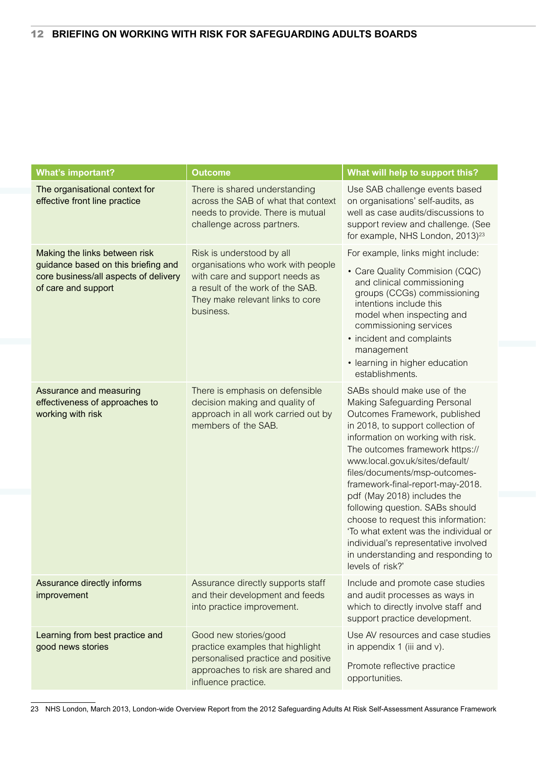| What's important? | Outcome | What will help to support this? |
|---|---|---|
| The organisational context for effective front line practice | There is shared understanding across the SAB of what that context needs to provide. There is mutual challenge across partners. | Use SAB challenge events based on organisations' self-audits, as well as case audits/discussions to support review and challenge. (See for example, NHS London, 2013)[23] |
| Making the links between risk guidance based on this briefing and core business/all aspects of delivery of care and support | Risk is understood by all organisations who work with people with care and support needs as a result of the work of the SAB. They make relevant links to core business. | For example, links might include: • Care Quality Commision (CQC) and clinical commissioning groups (CCGs) commissioning intentions include this model when inspecting and commissioning services • incident and complaints management • learning in higher education establishments. |
| Assurance and measuring effectiveness of approaches to working with risk | There is emphasis on defensible decision making and quality of approach in all work carried out by members of the SAB. | SABs should make use of the Making Safeguarding Personal Outcomes Framework, published in 2018, to support collection of information on working with risk. The outcomes framework https://www.local.gov.uk/sites/default/files/documents/msp-outcomes-framework-final-report-may-2018.pdf (May 2018) includes the following question. SABs should choose to request this information: 'To what extent was the individual or individual's representative involved in understanding and responding to levels of risk?' |
| Assurance directly informs improvement | Assurance directly supports staff and their development and feeds into practice improvement. | Include and promote case studies and audit processes as ways in which to directly involve staff and support practice development. |
| Learning from best practice and good news stories | Good new stories/good practice examples that highlight personalised practice and positive approaches to risk are shared and influence practice. | Use AV resources and case studies in appendix 1 (iii and v). Promote reflective practice opportunities. |

23 NHS London, March 2013, London-wide Overview Report from the 2012 Safeguarding Adults At Risk Self-Assessment Assurance Framework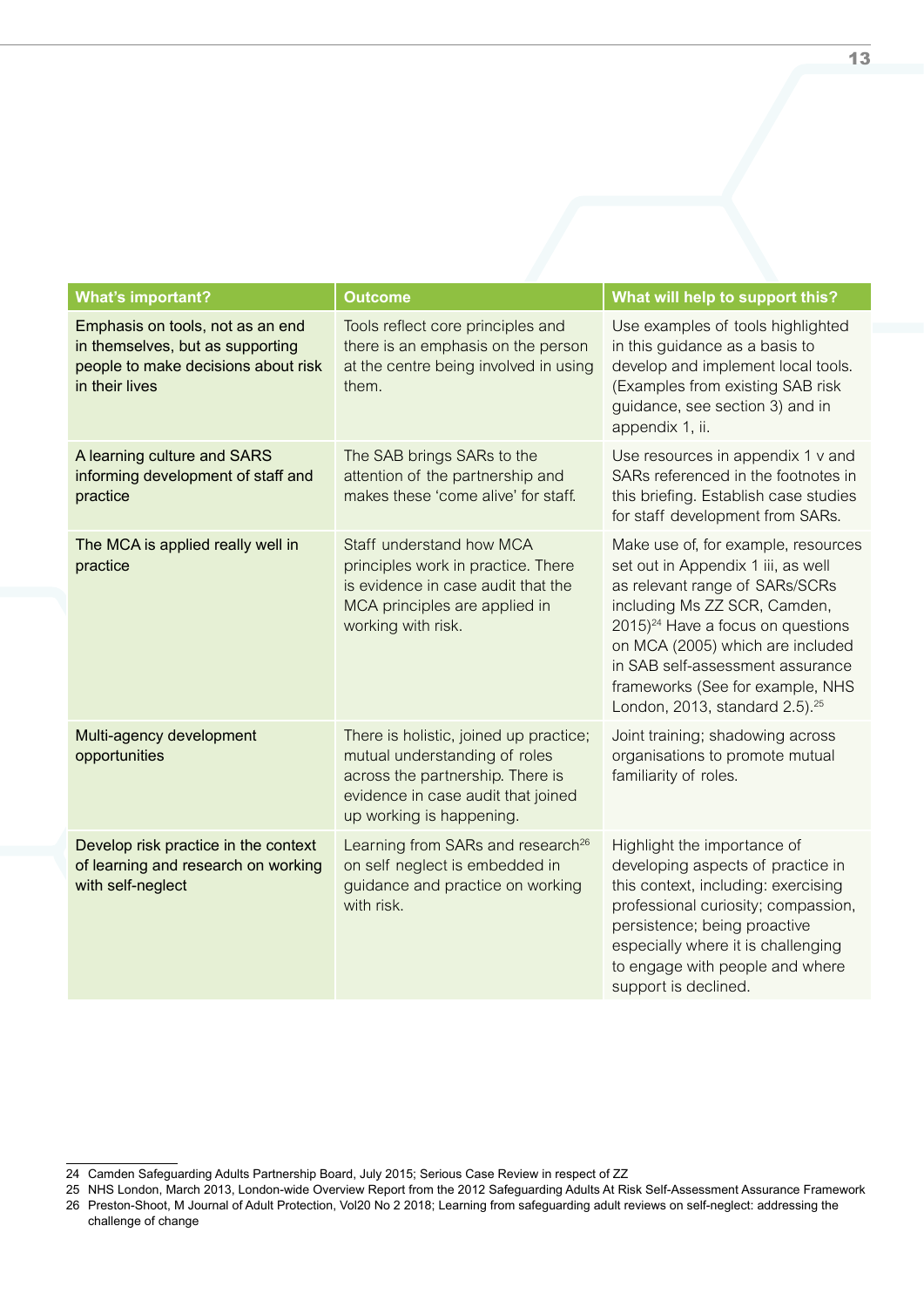| What's important? | Outcome | What will help to support this? |
|---|---|---|
| Emphasis on tools, not as an end in themselves, but as supporting people to make decisions about risk in their lives | Tools reflect core principles and there is an emphasis on the person at the centre being involved in using them. | Use examples of tools highlighted in this guidance as a basis to develop and implement local tools. (Examples from existing SAB risk guidance, see section 3) and in appendix 1, ii. |
| A learning culture and SARS informing development of staff and practice | The SAB brings SARs to the attention of the partnership and makes these 'come alive' for staff. | Use resources in appendix 1 v and SARs referenced in the footnotes in this briefing. Establish case studies for staff development from SARs. |
| The MCA is applied really well in practice | Staff understand how MCA principles work in practice. There is evidence in case audit that the MCA principles are applied in working with risk. | Make use of, for example, resources set out in Appendix 1 iii, as well as relevant range of SARs/SCRs including Ms ZZ SCR, Camden, 2015)[24] Have a focus on questions on MCA (2005) which are included in SAB self-assessment assurance frameworks (See for example, NHS London, 2013, standard 2.5).[25] |
| Multi-agency development opportunities | There is holistic, joined up practice; mutual understanding of roles across the partnership. There is evidence in case audit that joined up working is happening. | Joint training; shadowing across organisations to promote mutual familiarity of roles. |
| Develop risk practice in the context of learning and research on working with self-neglect | Learning from SARs and research[26] on self neglect is embedded in guidance and practice on working with risk. | Highlight the importance of developing aspects of practice in this context, including: exercising professional curiosity; compassion, persistence; being proactive especially where it is challenging to engage with people and where support is declined. |

24 Camden Safeguarding Adults Partnership Board, July 2015; Serious Case Review in respect of ZZ

25 NHS London, March 2013, London-wide Overview Report from the 2012 Safeguarding Adults At Risk Self-Assessment Assurance Framework

26 Preston-Shoot, M Journal of Adult Protection, Vol20 No 2 2018; Learning from safeguarding adult reviews on self-neglect: addressing the challenge of change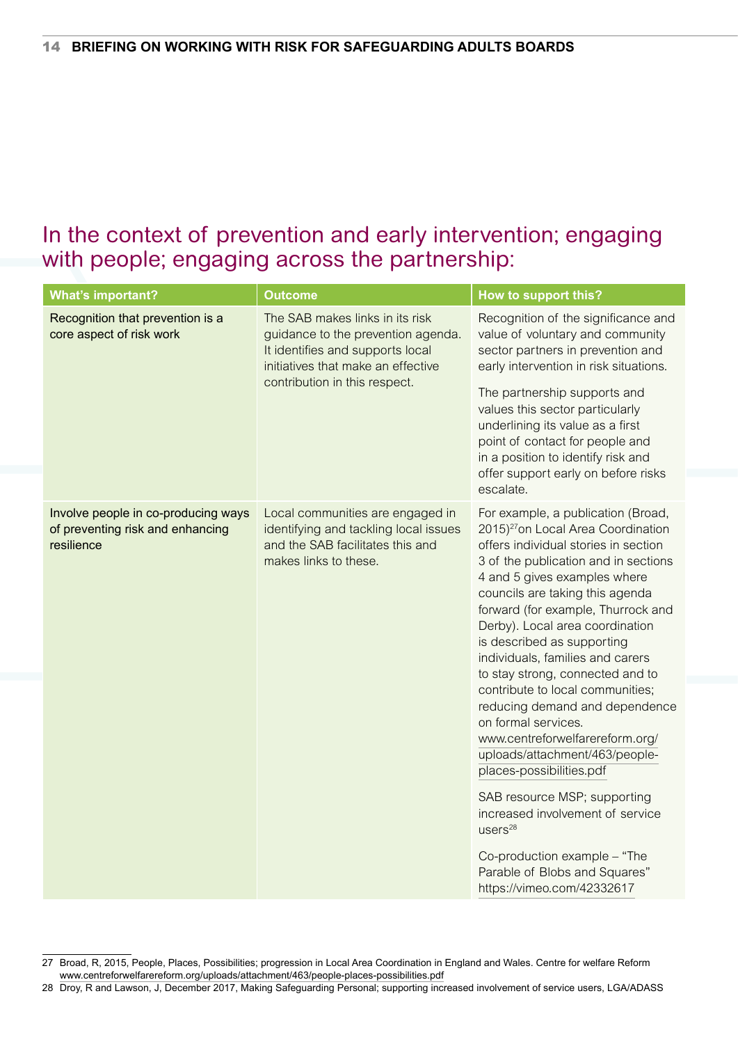## In the context of prevention and early intervention; engaging with people; engaging across the partnership:

| What's important? | Outcome | How to support this? |
|---|---|---|
| Recognition that prevention is a core aspect of risk work | The SAB makes links in its risk guidance to the prevention agenda. It identifies and supports local initiatives that make an effective contribution in this respect. | Recognition of the significance and value of voluntary and community sector partners in prevention and early intervention in risk situations.<br><br>The partnership supports and values this sector particularly underlining its value as a first point of contact for people and in a position to identify risk and offer support early on before risks escalate. |
| Involve people in co-producing ways of preventing risk and enhancing resilience | Local communities are engaged in identifying and tackling local issues and the SAB facilitates this and makes links to these. | For example, a publication (Broad, 2015)[27] on Local Area Coordination offers individual stories in section 3 of the publication and in sections 4 and 5 gives examples where councils are taking this agenda forward (for example, Thurrock and Derby). Local area coordination is described as supporting individuals, families and carers to stay strong, connected and to contribute to local communities; reducing demand and dependence on formal services. www.centreforwelfarereform.org/uploads/attachment/463/people-places-possibilities.pdf<br><br>SAB resource MSP; supporting increased involvement of service users[28]<br><br>Co-production example – "The Parable of Blobs and Squares" https://vimeo.com/42332617 |

27 Broad, R, 2015, People, Places, Possibilities; progression in Local Area Coordination in England and Wales. Centre for welfare Reform www.centreforwelfarereform.org/uploads/attachment/463/people-places-possibilities.pdf

28 Droy, R and Lawson, J, December 2017, Making Safeguarding Personal; supporting increased involvement of service users, LGA/ADASS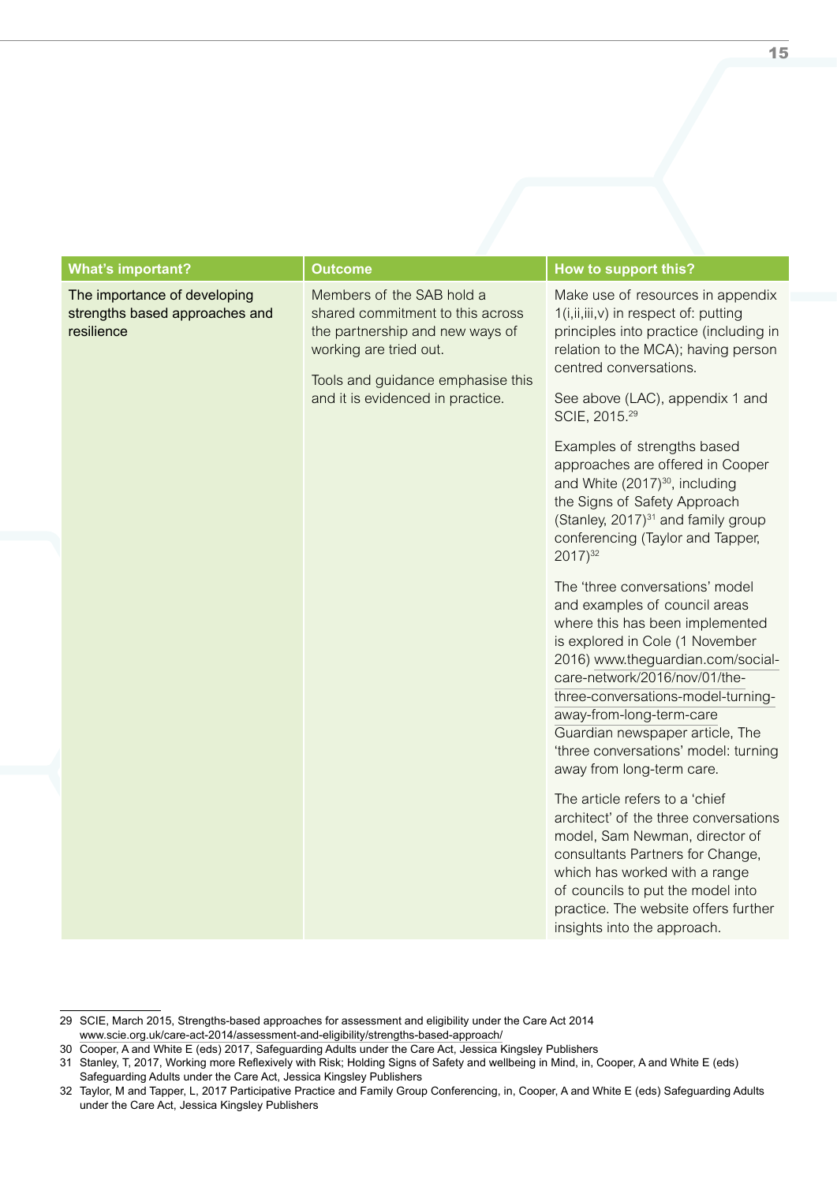| What's important? | Outcome | How to support this? |
|---|---|---|
| The importance of developing strengths based approaches and resilience | Members of the SAB hold a shared commitment to this across the partnership and new ways of working are tried out.<br><br>Tools and guidance emphasise this and it is evidenced in practice. | Make use of resources in appendix 1(i,ii,iii,v) in respect of: putting principles into practice (including in relation to the MCA); having person centred conversations.<br><br>See above (LAC), appendix 1 and SCIE, 2015.[29]<br><br>Examples of strengths based approaches are offered in Cooper and White (2017)[30], including the Signs of Safety Approach (Stanley, 2017)[31] and family group conferencing (Taylor and Tapper, 2017)[32]<br><br>The 'three conversations' model and examples of council areas where this has been implemented is explored in Cole (1 November 2016) www.theguardian.com/social-care-network/2016/nov/01/the-three-conversations-model-turning-away-from-long-term-care Guardian newspaper article, The 'three conversations' model: turning away from long-term care.<br><br>The article refers to a 'chief architect' of the three conversations model, Sam Newman, director of consultants Partners for Change, which has worked with a range of councils to put the model into practice. The website offers further insights into the approach. |

29 SCIE, March 2015, Strengths-based approaches for assessment and eligibility under the Care Act 2014 www.scie.org.uk/care-act-2014/assessment-and-eligibility/strengths-based-approach/

30 Cooper, A and White E (eds) 2017, Safeguarding Adults under the Care Act, Jessica Kingsley Publishers

31 Stanley, T, 2017, Working more Reflexively with Risk; Holding Signs of Safety and wellbeing in Mind, in, Cooper, A and White E (eds) Safeguarding Adults under the Care Act, Jessica Kingsley Publishers

32 Taylor, M and Tapper, L, 2017 Participative Practice and Family Group Conferencing, in, Cooper, A and White E (eds) Safeguarding Adults under the Care Act, Jessica Kingsley Publishers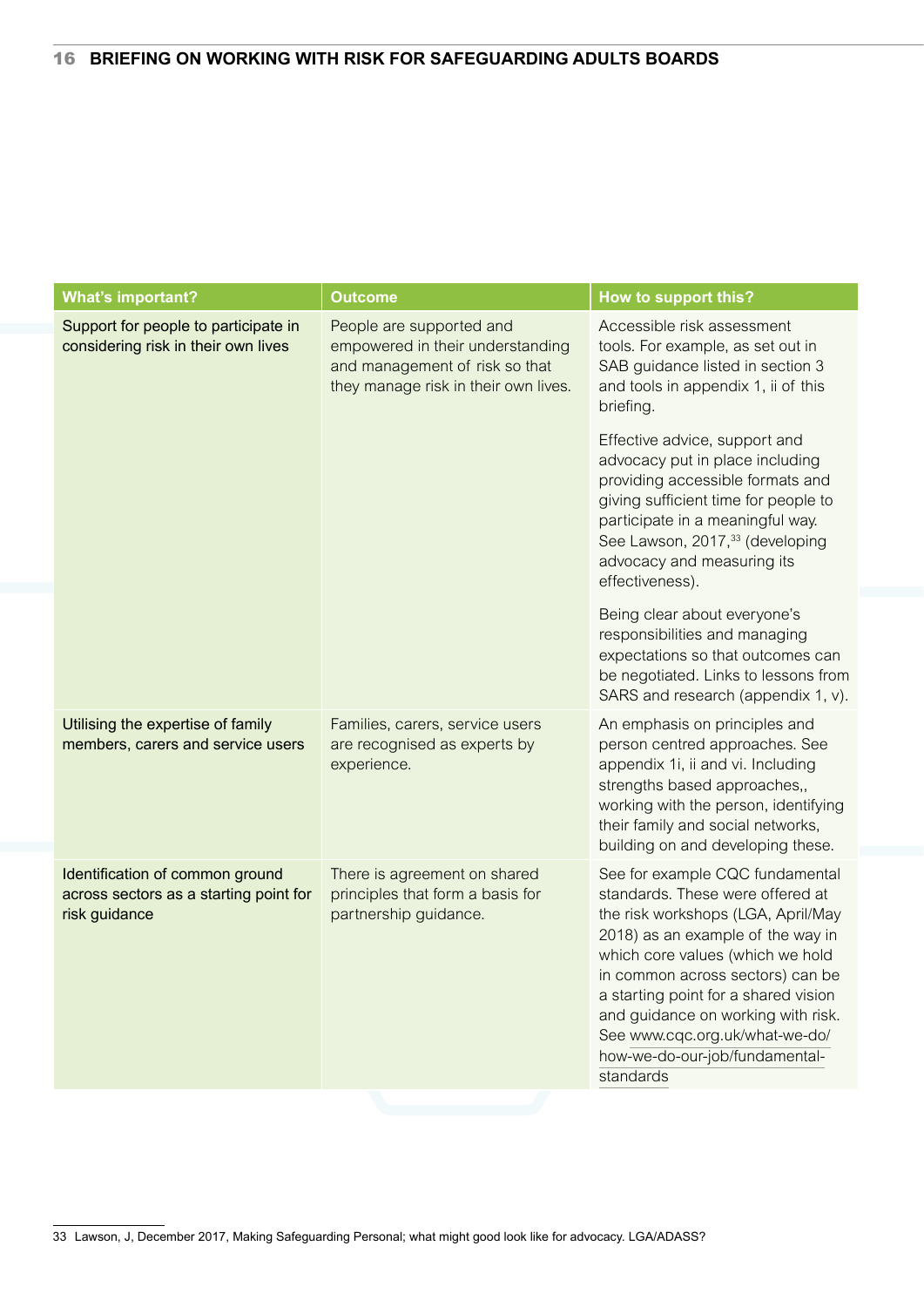| What's important? | Outcome | How to support this? |
|---|---|---|
| Support for people to participate in considering risk in their own lives | People are supported and empowered in their understanding and management of risk so that they manage risk in their own lives. | Accessible risk assessment tools. For example, as set out in SAB guidance listed in section 3 and tools in appendix 1, ii of this briefing.<br><br>Effective advice, support and advocacy put in place including providing accessible formats and giving sufficient time for people to participate in a meaningful way. See Lawson, 2017,[33] (developing advocacy and measuring its effectiveness).<br><br>Being clear about everyone's responsibilities and managing expectations so that outcomes can be negotiated. Links to lessons from SARS and research (appendix 1, v). |
| Utilising the expertise of family members, carers and service users | Families, carers, service users are recognised as experts by experience. | An emphasis on principles and person centred approaches. See appendix 1i, ii and vi. Including strengths based approaches,, working with the person, identifying their family and social networks, building on and developing these. |
| Identification of common ground across sectors as a starting point for risk guidance | There is agreement on shared principles that form a basis for partnership guidance. | See for example CQC fundamental standards. These were offered at the risk workshops (LGA, April/May 2018) as an example of the way in which core values (which we hold in common across sectors) can be a starting point for a shared vision and guidance on working with risk. See www.cqc.org.uk/what-we-do/how-we-do-our-job/fundamental-standards |

33 Lawson, J, December 2017, Making Safeguarding Personal; what might good look like for advocacy. LGA/ADASS?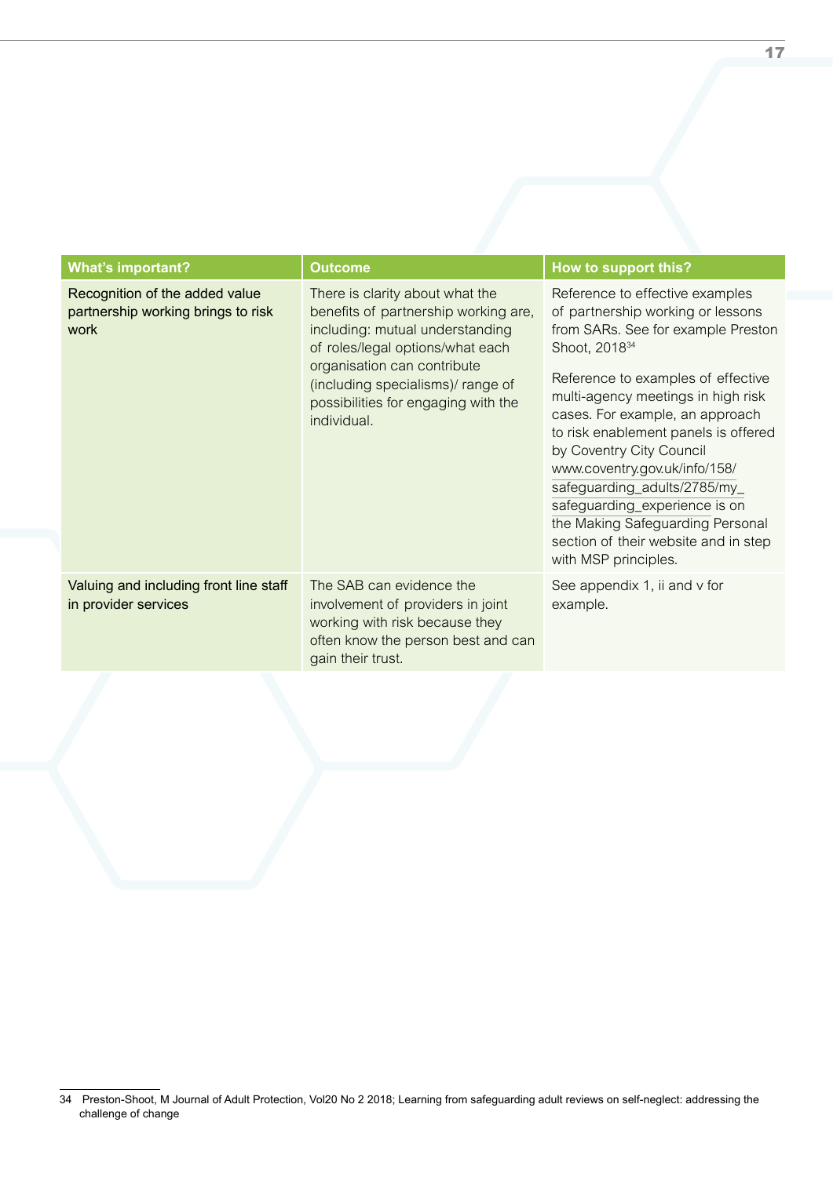| What's important? | Outcome | How to support this? |
|---|---|---|
| Recognition of the added value partnership working brings to risk work | There is clarity about what the benefits of partnership working are, including: mutual understanding of roles/legal options/what each organisation can contribute (including specialisms)/ range of possibilities for engaging with the individual. | Reference to effective examples of partnership working or lessons from SARs. See for example Preston Shoot, 2018[34]<br><br>Reference to examples of effective multi-agency meetings in high risk cases. For example, an approach to risk enablement panels is offered by Coventry City Council www.coventry.gov.uk/info/158/safeguarding_adults/2785/my_safeguarding_experience is on the Making Safeguarding Personal section of their website and in step with MSP principles. |
| Valuing and including front line staff in provider services | The SAB can evidence the involvement of providers in joint working with risk because they often know the person best and can gain their trust. | See appendix 1, ii and v for example. |

34 Preston-Shoot, M Journal of Adult Protection, Vol20 No 2 2018; Learning from safeguarding adult reviews on self-neglect: addressing the challenge of change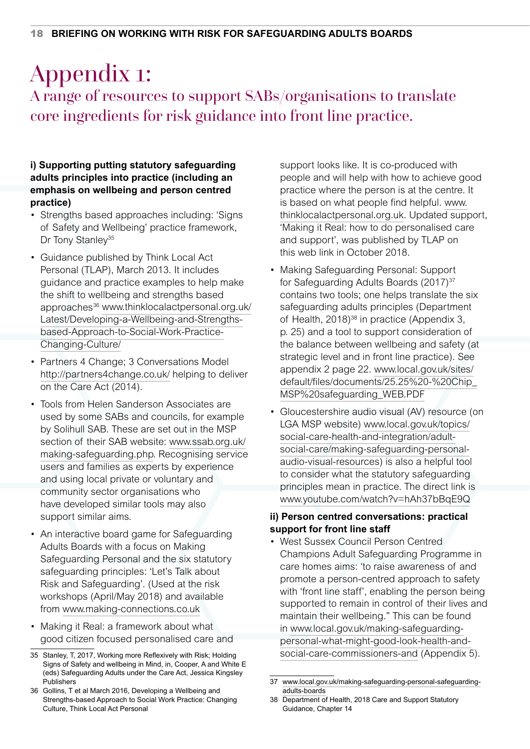# Appendix 1:

## A range of resources to support SABs/organisations to translate core ingredients for risk guidance into front line practice.

**i) Supporting putting statutory safeguarding adults principles into practice (including an emphasis on wellbeing and person centred practice)**

- Strengths based approaches including: 'Signs of Safety and Wellbeing' practice framework, Dr Tony Stanley[35]
- Guidance published by Think Local Act Personal (TLAP), March 2013. It includes guidance and practice examples to help make the shift to wellbeing and strengths based approaches[36] www.thinklocalactpersonal.org.uk/Latest/Developing-a-Wellbeing-and-Strengths-based-Approach-to-Social-Work-Practice-Changing-Culture/
- Partners 4 Change; 3 Conversations Model http://partners4change.co.uk/ helping to deliver on the Care Act (2014).
- Tools from Helen Sanderson Associates are used by some SABs and councils, for example by Solihull SAB. These are set out in the MSP section of their SAB website: www.ssab.org.uk/making-safeguarding.php. Recognising service users and families as experts by experience and using local private or voluntary and community sector organisations who have developed similar tools may also support similar aims.
- An interactive board game for Safeguarding Adults Boards with a focus on Making Safeguarding Personal and the six statutory safeguarding principles: 'Let's Talk about Risk and Safeguarding'. (Used at the risk workshops (April/May 2018) and available from www.making-connections.co.uk
- Making it Real: a framework about what good citizen focused personalised care and support looks like. It is co-produced with people and will help with how to achieve good practice where the person is at the centre. It is based on what people find helpful. www.thinklocalactpersonal.org.uk. Updated support, 'Making it Real: how to do personalised care and support', was published by TLAP on this web link in October 2018.
- Making Safeguarding Personal: Support for Safeguarding Adults Boards (2017)[37] contains two tools; one helps translate the six safeguarding adults principles (Department of Health, 2018)[38] in practice (Appendix 3, p. 25) and a tool to support consideration of the balance between wellbeing and safety (at strategic level and in front line practice). See appendix 2 page 22. www.local.gov.uk/sites/default/files/documents/25.25%20-%20Chip_MSP%20safeguarding_WEB.PDF
- Gloucestershire audio visual (AV) resource (on LGA MSP website) www.local.gov.uk/topics/social-care-health-and-integration/adult-social-care/making-safeguarding-personal-audio-visual-resources) is also a helpful tool to consider what the statutory safeguarding principles mean in practice. The direct link is www.youtube.com/watch?v=hAh37bBqE9Q

**ii) Person centred conversations: practical support for front line staff**

- West Sussex Council Person Centred Champions Adult Safeguarding Programme in care homes aims: 'to raise awareness of and promote a person-centred approach to safety with 'front line staff', enabling the person being supported to remain in control of their lives and maintain their wellbeing." This can be found in www.local.gov.uk/making-safeguarding-personal-what-might-good-look-health-and-social-care-commissioners-and (Appendix 5).

---

35 Stanley, T, 2017, Working more Reflexively with Risk; Holding Signs of Safety and wellbeing in Mind, in, Cooper, A and White E (eds) Safeguarding Adults under the Care Act, Jessica Kingsley Publishers

36 Gollins, T et al March 2016, Developing a Wellbeing and Strengths-based Approach to Social Work Practice: Changing Culture, Think Local Act Personal

37 www.local.gov.uk/making-safeguarding-personal-safeguarding-adults-boards

38 Department of Health, 2018 Care and Support Statutory Guidance, Chapter 14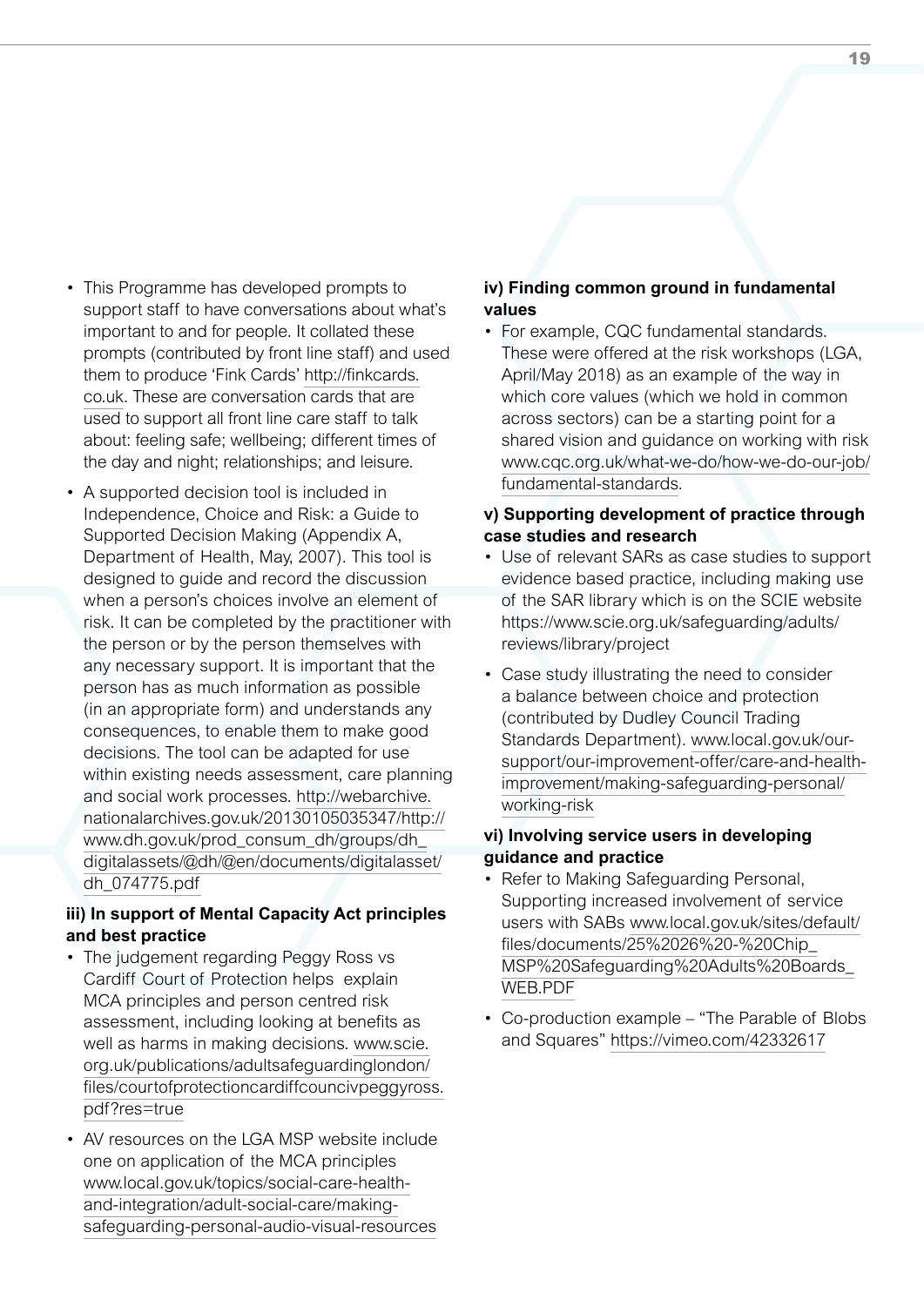- This Programme has developed prompts to support staff to have conversations about what's important to and for people. It collated these prompts (contributed by front line staff) and used them to produce 'Fink Cards' http://finkcards.co.uk. These are conversation cards that are used to support all front line care staff to talk about: feeling safe; wellbeing; different times of the day and night; relationships; and leisure.
- A supported decision tool is included in Independence, Choice and Risk: a Guide to Supported Decision Making (Appendix A, Department of Health, May, 2007). This tool is designed to guide and record the discussion when a person's choices involve an element of risk. It can be completed by the practitioner with the person or by the person themselves with any necessary support. It is important that the person has as much information as possible (in an appropriate form) and understands any consequences, to enable them to make good decisions. The tool can be adapted for use within existing needs assessment, care planning and social work processes. http://webarchive.nationalarchives.gov.uk/20130105035347/http://www.dh.gov.uk/prod_consum_dh/groups/dh_digitalassets/@dh/@en/documents/digitalasset/dh_074775.pdf

**iii) In support of Mental Capacity Act principles and best practice**

- The judgement regarding Peggy Ross vs Cardiff Court of Protection helps explain MCA principles and person centred risk assessment, including looking at benefits as well as harms in making decisions. www.scie.org.uk/publications/adultsafeguardinglondon/files/courtofprotectioncardiffcouncivpeggyross.pdf?res=true
- AV resources on the LGA MSP website include one on application of the MCA principles www.local.gov.uk/topics/social-care-health-and-integration/adult-social-care/making-safeguarding-personal-audio-visual-resources

**iv) Finding common ground in fundamental values**

- For example, CQC fundamental standards. These were offered at the risk workshops (LGA, April/May 2018) as an example of the way in which core values (which we hold in common across sectors) can be a starting point for a shared vision and guidance on working with risk www.cqc.org.uk/what-we-do/how-we-do-our-job/fundamental-standards.

**v) Supporting development of practice through case studies and research**

- Use of relevant SARs as case studies to support evidence based practice, including making use of the SAR library which is on the SCIE website https://www.scie.org.uk/safeguarding/adults/reviews/library/project
- Case study illustrating the need to consider a balance between choice and protection (contributed by Dudley Council Trading Standards Department). www.local.gov.uk/our-support/our-improvement-offer/care-and-health-improvement/making-safeguarding-personal/working-risk

**vi) Involving service users in developing guidance and practice**

- Refer to Making Safeguarding Personal, Supporting increased involvement of service users with SABs www.local.gov.uk/sites/default/files/documents/25%2026%20-%20Chip_MSP%20Safeguarding%20Adults%20Boards_WEB.PDF
- Co-production example – "The Parable of Blobs and Squares" https://vimeo.com/42332617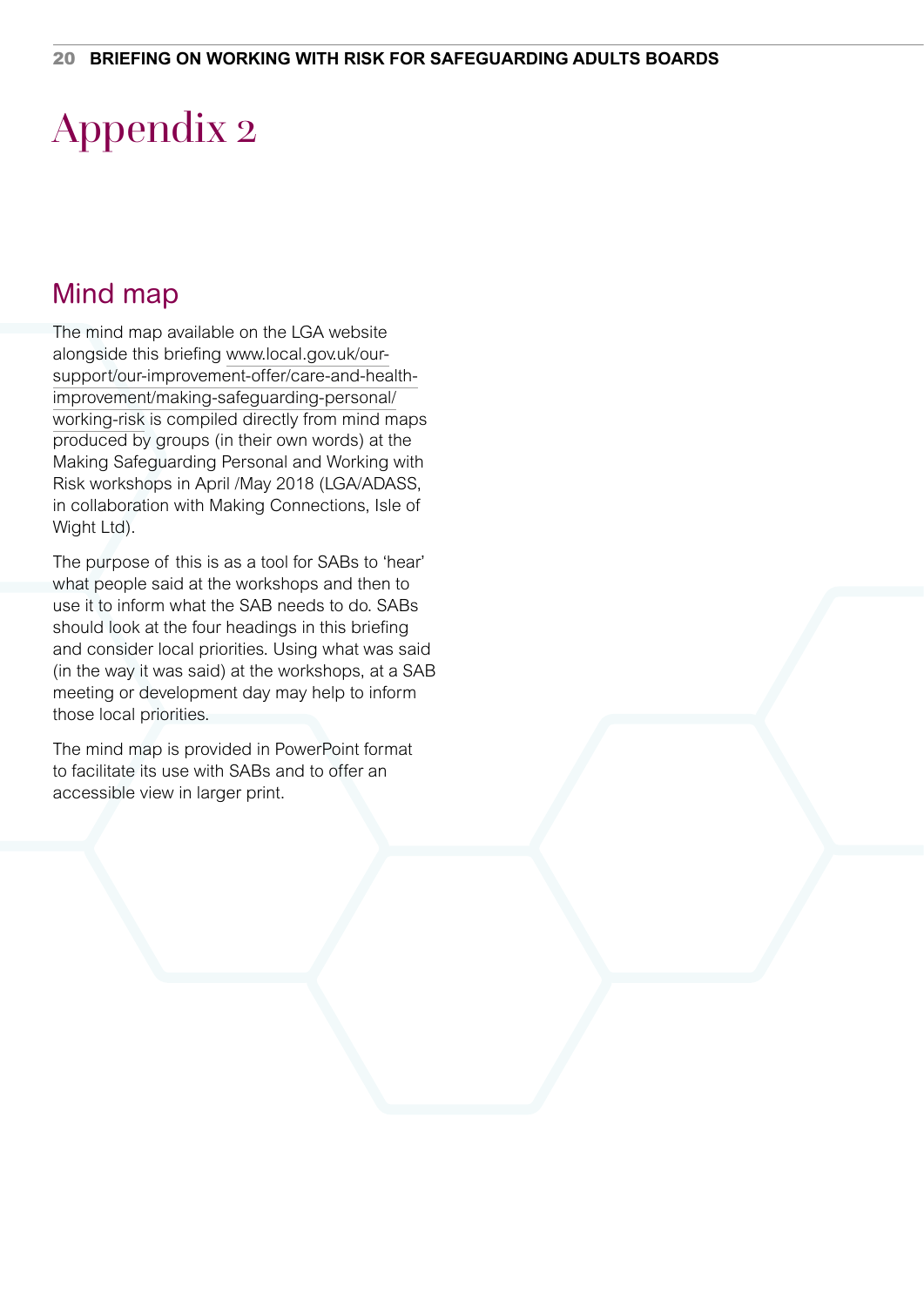# Appendix 2

## Mind map

The mind map available on the LGA website alongside this briefing www.local.gov.uk/our-support/our-improvement-offer/care-and-health-improvement/making-safeguarding-personal/working-risk is compiled directly from mind maps produced by groups (in their own words) at the Making Safeguarding Personal and Working with Risk workshops in April /May 2018 (LGA/ADASS, in collaboration with Making Connections, Isle of Wight Ltd).

The purpose of this is as a tool for SABs to 'hear' what people said at the workshops and then to use it to inform what the SAB needs to do. SABs should look at the four headings in this briefing and consider local priorities. Using what was said (in the way it was said) at the workshops, at a SAB meeting or development day may help to inform those local priorities.

The mind map is provided in PowerPoint format to facilitate its use with SABs and to offer an accessible view in larger print.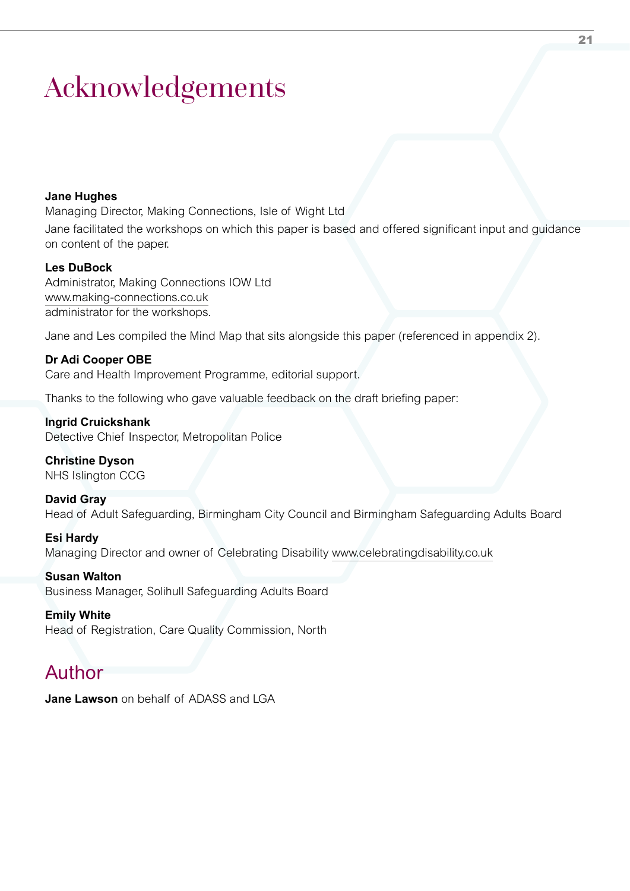# Acknowledgements

**Jane Hughes**
Managing Director, Making Connections, Isle of Wight Ltd
Jane facilitated the workshops on which this paper is based and offered significant input and guidance on content of the paper.

**Les DuBock**
Administrator, Making Connections IOW Ltd
www.making-connections.co.uk
administrator for the workshops.

Jane and Les compiled the Mind Map that sits alongside this paper (referenced in appendix 2).

**Dr Adi Cooper OBE**
Care and Health Improvement Programme, editorial support.

Thanks to the following who gave valuable feedback on the draft briefing paper:

**Ingrid Cruickshank**
Detective Chief Inspector, Metropolitan Police

**Christine Dyson**
NHS Islington CCG

**David Gray**
Head of Adult Safeguarding, Birmingham City Council and Birmingham Safeguarding Adults Board

**Esi Hardy**
Managing Director and owner of Celebrating Disability www.celebratingdisability.co.uk

**Susan Walton**
Business Manager, Solihull Safeguarding Adults Board

**Emily White**
Head of Registration, Care Quality Commission, North

## Author

**Jane Lawson** on behalf of ADASS and LGA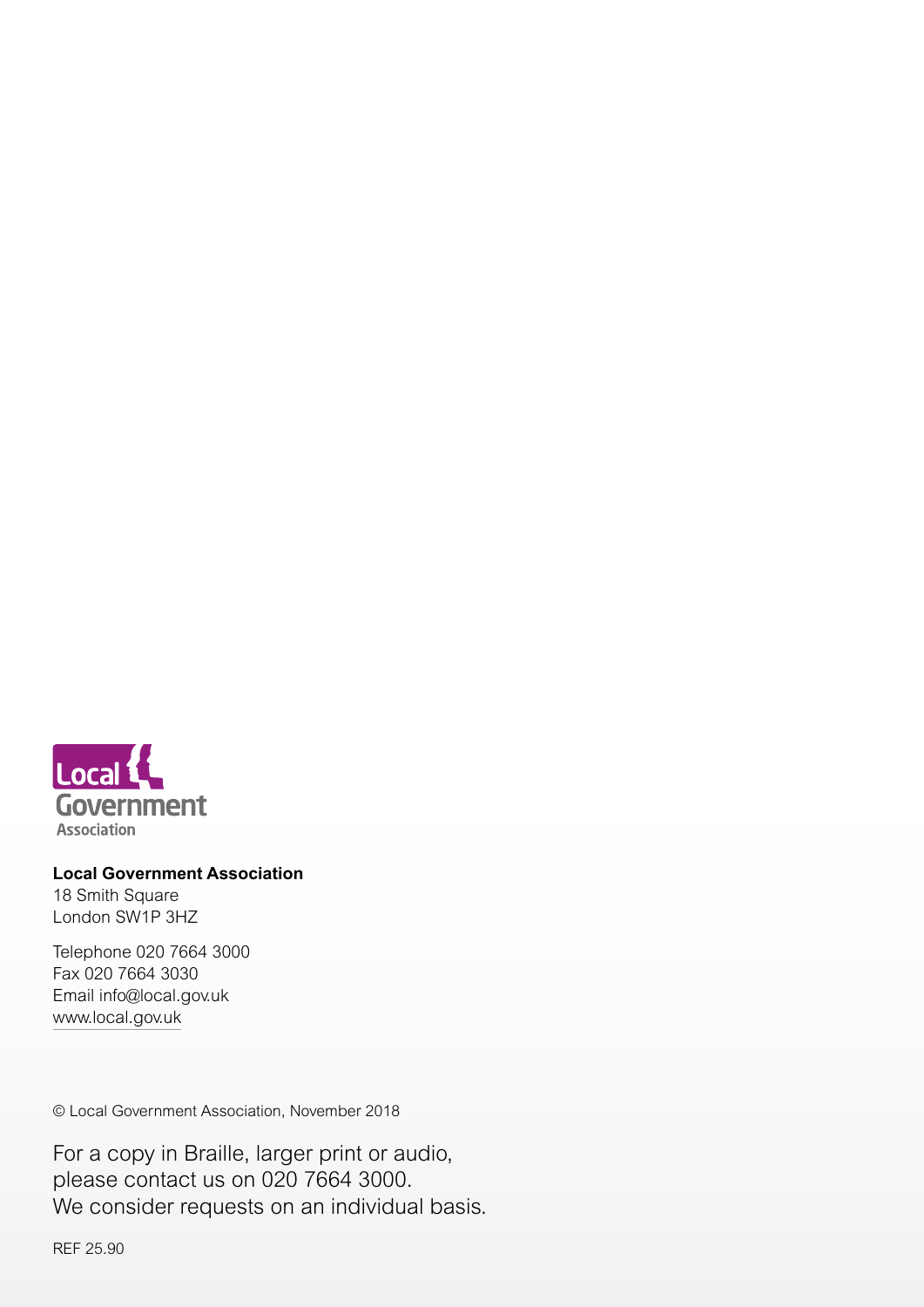Local Government Association

**Local Government Association**
18 Smith Square
London SW1P 3HZ

Telephone 020 7664 3000
Fax 020 7664 3030
Email info@local.gov.uk
www.local.gov.uk

© Local Government Association, November 2018

For a copy in Braille, larger print or audio, please contact us on 020 7664 3000. We consider requests on an individual basis.

REF 25.90